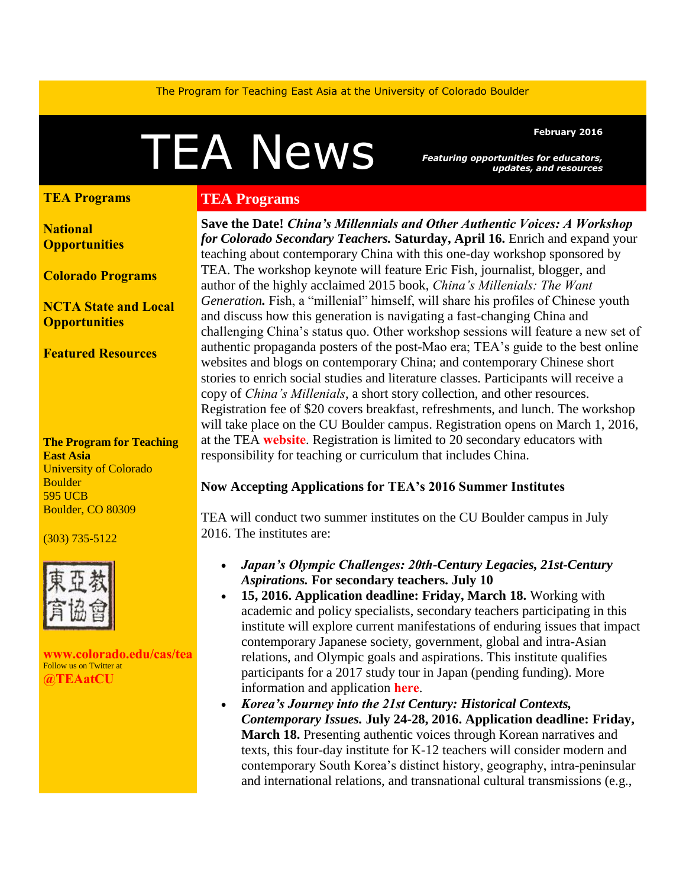The Program for Teaching East Asia at the University of Colorado Boulder

# TEA News

**February 2016**

***Featuring opportunities for educators, updates, and resources***

**TEA Programs**

**National Opportunities**

**Colorado Programs**

**NCTA State and Local Opportunities**

**Featured Resources**

**The Program for Teaching East Asia**
University of Colorado Boulder
595 UCB
Boulder, CO 80309

(303) 735-5122

東亞教育協會

**www.colorado.edu/cas/tea**
Follow us on Twitter at
**@TEAatCU**

## TEA Programs

**Save the Date! *China's Millennials and Other Authentic Voices: A Workshop for Colorado Secondary Teachers.* Saturday, April 16.** Enrich and expand your teaching about contemporary China with this one-day workshop sponsored by TEA. The workshop keynote will feature Eric Fish, journalist, blogger, and author of the highly acclaimed 2015 book, *China's Millenials: The Want Generation.* Fish, a "millenial" himself, will share his profiles of Chinese youth and discuss how this generation is navigating a fast-changing China and challenging China's status quo. Other workshop sessions will feature a new set of authentic propaganda posters of the post-Mao era; TEA's guide to the best online websites and blogs on contemporary China; and contemporary Chinese short stories to enrich social studies and literature classes. Participants will receive a copy of *China's Millenials*, a short story collection, and other resources. Registration fee of $20 covers breakfast, refreshments, and lunch. The workshop will take place on the CU Boulder campus. Registration opens on March 1, 2016, at the TEA **website**. Registration is limited to 20 secondary educators with responsibility for teaching or curriculum that includes China.

**Now Accepting Applications for TEA's 2016 Summer Institutes**

TEA will conduct two summer institutes on the CU Boulder campus in July 2016. The institutes are:

- ***Japan's Olympic Challenges: 20th-Century Legacies, 21st-Century Aspirations.* For secondary teachers. July 10**
- **15, 2016. Application deadline: Friday, March 18.** Working with academic and policy specialists, secondary teachers participating in this institute will explore current manifestations of enduring issues that impact contemporary Japanese society, government, global and intra-Asian relations, and Olympic goals and aspirations. This institute qualifies participants for a 2017 study tour in Japan (pending funding). More information and application **here**.
- ***Korea's Journey into the 21st Century: Historical Contexts, Contemporary Issues.* July 24-28, 2016. Application deadline: Friday, March 18.** Presenting authentic voices through Korean narratives and texts, this four-day institute for K-12 teachers will consider modern and contemporary South Korea's distinct history, geography, intra-peninsular and international relations, and transnational cultural transmissions (e.g.,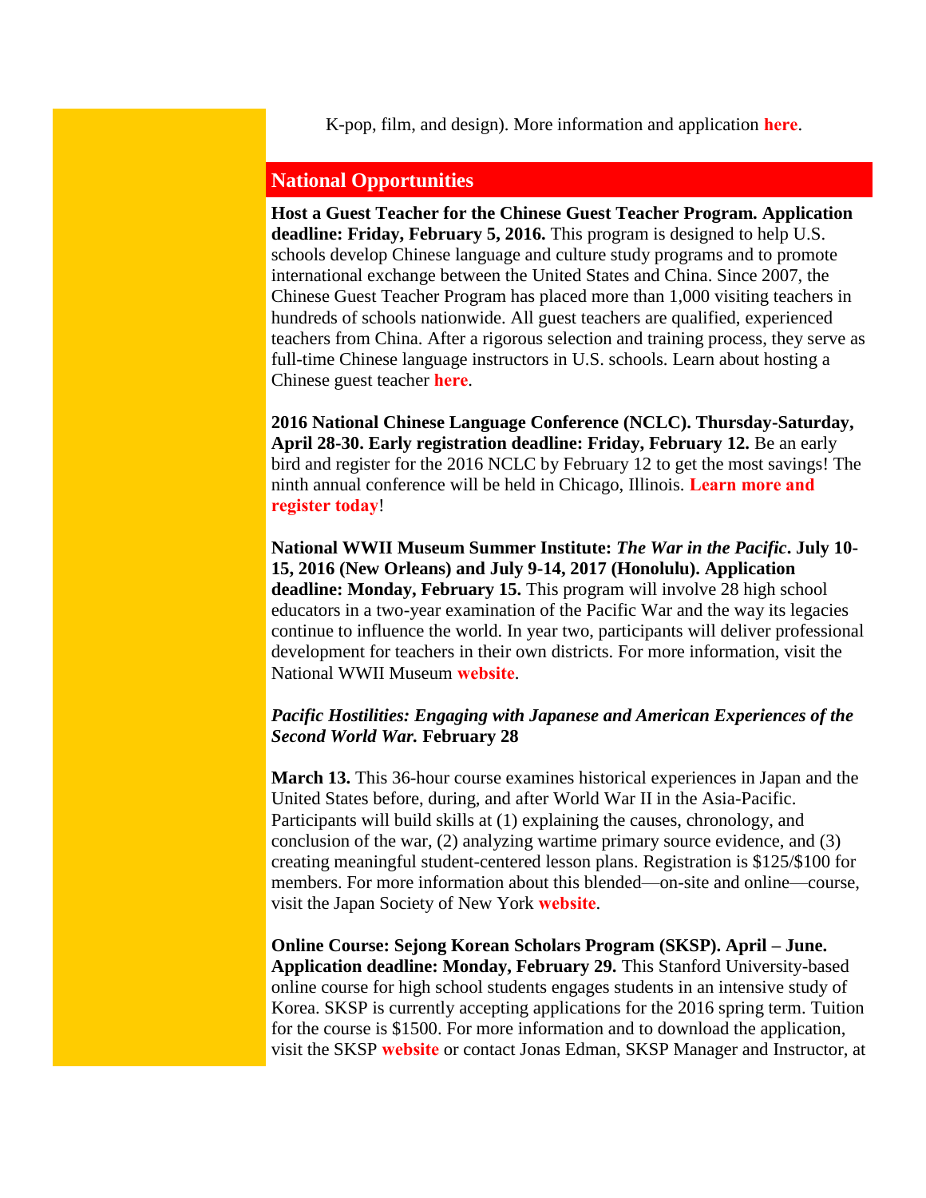K-pop, film, and design). More information and application **here**.

## National Opportunities

**Host a Guest Teacher for the Chinese Guest Teacher Program. Application deadline: Friday, February 5, 2016.** This program is designed to help U.S. schools develop Chinese language and culture study programs and to promote international exchange between the United States and China. Since 2007, the Chinese Guest Teacher Program has placed more than 1,000 visiting teachers in hundreds of schools nationwide. All guest teachers are qualified, experienced teachers from China. After a rigorous selection and training process, they serve as full-time Chinese language instructors in U.S. schools. Learn about hosting a Chinese guest teacher **here**.

**2016 National Chinese Language Conference (NCLC). Thursday-Saturday, April 28-30. Early registration deadline: Friday, February 12.** Be an early bird and register for the 2016 NCLC by February 12 to get the most savings! The ninth annual conference will be held in Chicago, Illinois. **Learn more and register today**!

**National WWII Museum Summer Institute: *The War in the Pacific*. July 10-15, 2016 (New Orleans) and July 9-14, 2017 (Honolulu). Application deadline: Monday, February 15.** This program will involve 28 high school educators in a two-year examination of the Pacific War and the way its legacies continue to influence the world. In year two, participants will deliver professional development for teachers in their own districts. For more information, visit the National WWII Museum **website**.

***Pacific Hostilities: Engaging with Japanese and American Experiences of the Second World War.* February 28**

**March 13.** This 36-hour course examines historical experiences in Japan and the United States before, during, and after World War II in the Asia-Pacific. Participants will build skills at (1) explaining the causes, chronology, and conclusion of the war, (2) analyzing wartime primary source evidence, and (3) creating meaningful student-centered lesson plans. Registration is $125/$100 for members. For more information about this blended—on-site and online—course, visit the Japan Society of New York **website**.

**Online Course: Sejong Korean Scholars Program (SKSP). April – June. Application deadline: Monday, February 29.** This Stanford University-based online course for high school students engages students in an intensive study of Korea. SKSP is currently accepting applications for the 2016 spring term. Tuition for the course is $1500. For more information and to download the application, visit the SKSP **website** or contact Jonas Edman, SKSP Manager and Instructor, at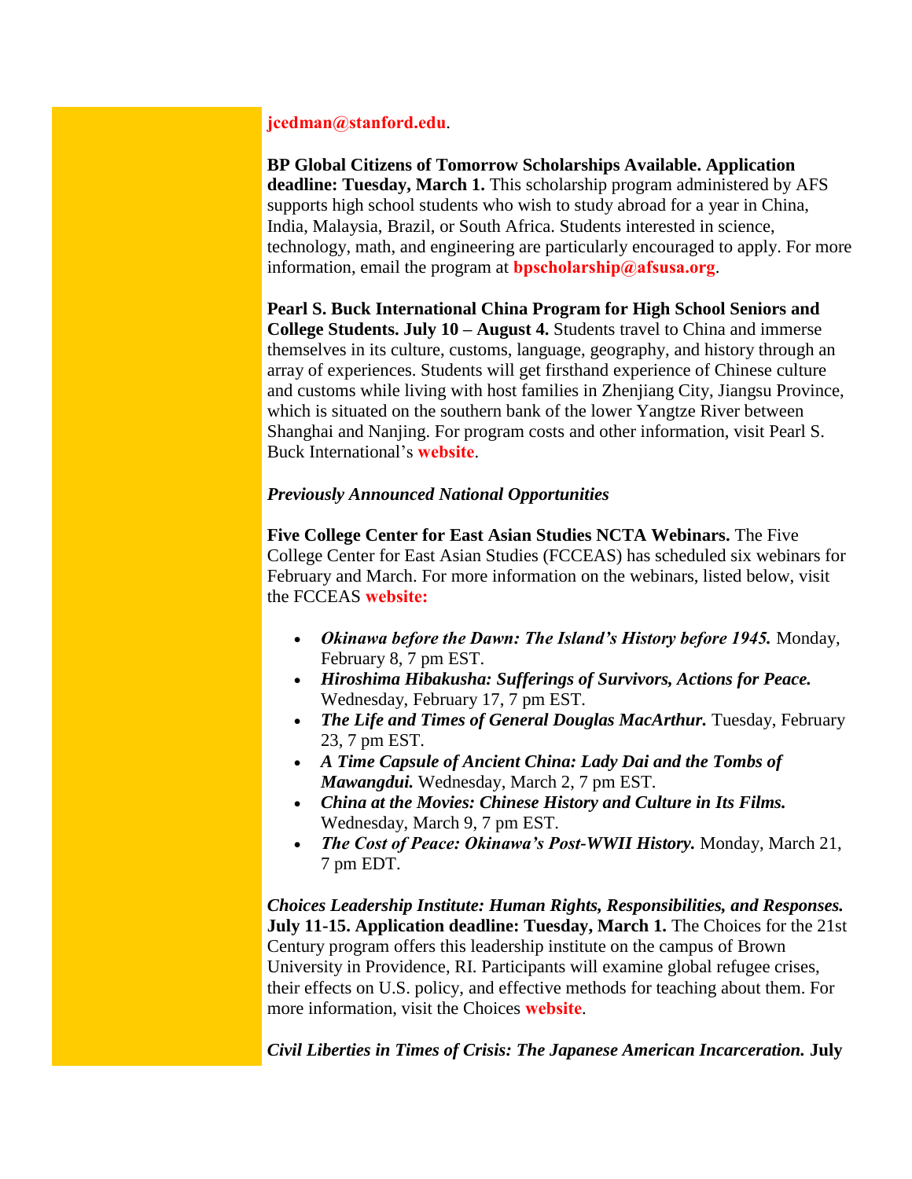**jcedman@stanford.edu**.

**BP Global Citizens of Tomorrow Scholarships Available. Application deadline: Tuesday, March 1.** This scholarship program administered by AFS supports high school students who wish to study abroad for a year in China, India, Malaysia, Brazil, or South Africa. Students interested in science, technology, math, and engineering are particularly encouraged to apply. For more information, email the program at **bpscholarship@afsusa.org**.

**Pearl S. Buck International China Program for High School Seniors and College Students. July 10 – August 4.** Students travel to China and immerse themselves in its culture, customs, language, geography, and history through an array of experiences. Students will get firsthand experience of Chinese culture and customs while living with host families in Zhenjiang City, Jiangsu Province, which is situated on the southern bank of the lower Yangtze River between Shanghai and Nanjing. For program costs and other information, visit Pearl S. Buck International's **website**.

***Previously Announced National Opportunities***

**Five College Center for East Asian Studies NCTA Webinars.** The Five College Center for East Asian Studies (FCCEAS) has scheduled six webinars for February and March. For more information on the webinars, listed below, visit the FCCEAS **website:**

- ***Okinawa before the Dawn: The Island's History before 1945.*** Monday, February 8, 7 pm EST.
- ***Hiroshima Hibakusha: Sufferings of Survivors, Actions for Peace.*** Wednesday, February 17, 7 pm EST.
- ***The Life and Times of General Douglas MacArthur.*** Tuesday, February 23, 7 pm EST.
- ***A Time Capsule of Ancient China: Lady Dai and the Tombs of Mawangdui.*** Wednesday, March 2, 7 pm EST.
- ***China at the Movies: Chinese History and Culture in Its Films.*** Wednesday, March 9, 7 pm EST.
- ***The Cost of Peace: Okinawa's Post-WWII History.*** Monday, March 21, 7 pm EDT.

***Choices Leadership Institute: Human Rights, Responsibilities, and Responses.*** **July 11-15. Application deadline: Tuesday, March 1.** The Choices for the 21st Century program offers this leadership institute on the campus of Brown University in Providence, RI. Participants will examine global refugee crises, their effects on U.S. policy, and effective methods for teaching about them. For more information, visit the Choices **website**.

***Civil Liberties in Times of Crisis: The Japanese American Incarceration.*** **July**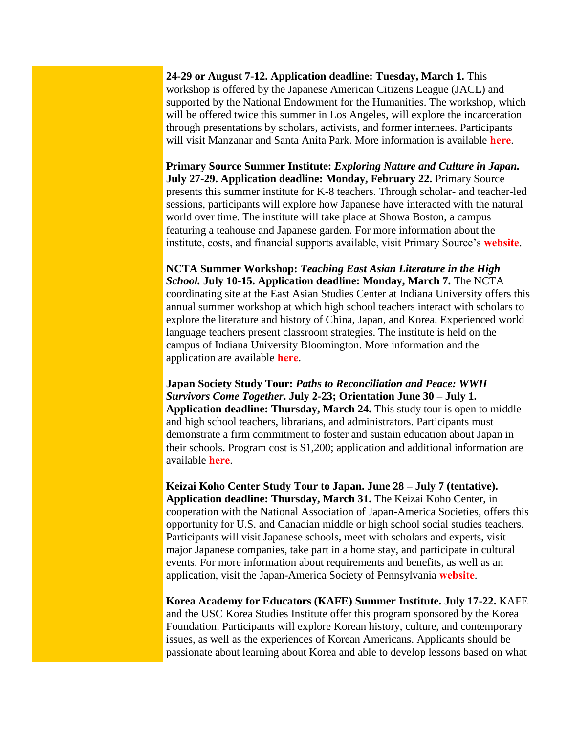**24-29 or August 7-12. Application deadline: Tuesday, March 1.** This workshop is offered by the Japanese American Citizens League (JACL) and supported by the National Endowment for the Humanities. The workshop, which will be offered twice this summer in Los Angeles, will explore the incarceration through presentations by scholars, activists, and former internees. Participants will visit Manzanar and Santa Anita Park. More information is available **here**.

**Primary Source Summer Institute:** ***Exploring Nature and Culture in Japan.*** **July 27-29. Application deadline: Monday, February 22.** Primary Source presents this summer institute for K-8 teachers. Through scholar- and teacher-led sessions, participants will explore how Japanese have interacted with the natural world over time. The institute will take place at Showa Boston, a campus featuring a teahouse and Japanese garden. For more information about the institute, costs, and financial supports available, visit Primary Source's **website**.

**NCTA Summer Workshop:** ***Teaching East Asian Literature in the High School.*** **July 10-15. Application deadline: Monday, March 7.** The NCTA coordinating site at the East Asian Studies Center at Indiana University offers this annual summer workshop at which high school teachers interact with scholars to explore the literature and history of China, Japan, and Korea. Experienced world language teachers present classroom strategies. The institute is held on the campus of Indiana University Bloomington. More information and the application are available **here**.

**Japan Society Study Tour:** ***Paths to Reconciliation and Peace: WWII Survivors Come Together*****. July 2-23; Orientation June 30 – July 1. Application deadline: Thursday, March 24.** This study tour is open to middle and high school teachers, librarians, and administrators. Participants must demonstrate a firm commitment to foster and sustain education about Japan in their schools. Program cost is $1,200; application and additional information are available **here**.

**Keizai Koho Center Study Tour to Japan. June 28 – July 7 (tentative). Application deadline: Thursday, March 31.** The Keizai Koho Center, in cooperation with the National Association of Japan-America Societies, offers this opportunity for U.S. and Canadian middle or high school social studies teachers. Participants will visit Japanese schools, meet with scholars and experts, visit major Japanese companies, take part in a home stay, and participate in cultural events. For more information about requirements and benefits, as well as an application, visit the Japan-America Society of Pennsylvania **website**.

**Korea Academy for Educators (KAFE) Summer Institute. July 17-22.** KAFE and the USC Korea Studies Institute offer this program sponsored by the Korea Foundation. Participants will explore Korean history, culture, and contemporary issues, as well as the experiences of Korean Americans. Applicants should be passionate about learning about Korea and able to develop lessons based on what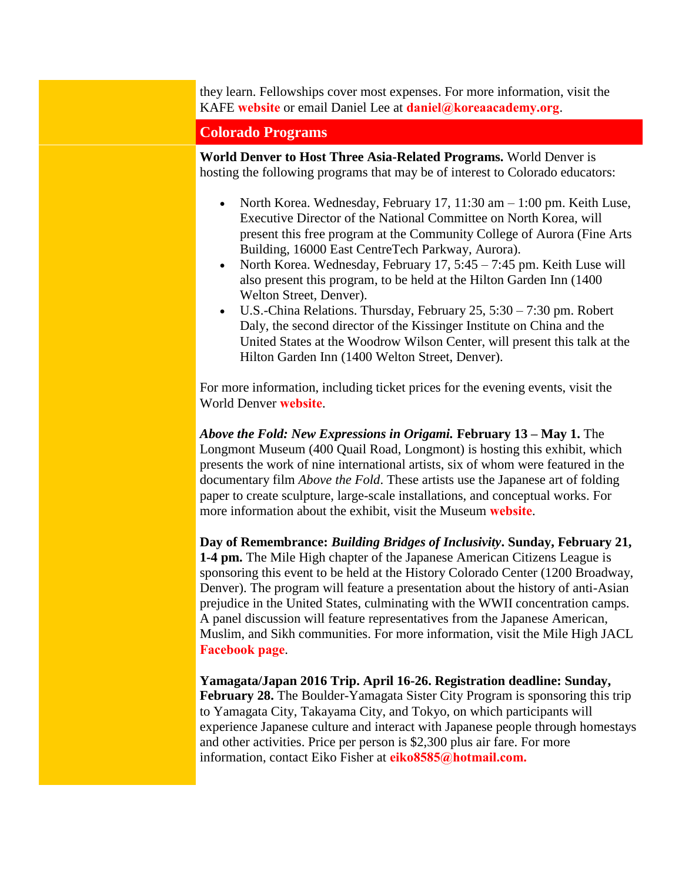they learn. Fellowships cover most expenses. For more information, visit the KAFE **website** or email Daniel Lee at **daniel@koreaacademy.org**.

## Colorado Programs

**World Denver to Host Three Asia-Related Programs.** World Denver is hosting the following programs that may be of interest to Colorado educators:

- North Korea. Wednesday, February 17, 11:30 am – 1:00 pm. Keith Luse, Executive Director of the National Committee on North Korea, will present this free program at the Community College of Aurora (Fine Arts Building, 16000 East CentreTech Parkway, Aurora).
- North Korea. Wednesday, February 17, 5:45 – 7:45 pm. Keith Luse will also present this program, to be held at the Hilton Garden Inn (1400 Welton Street, Denver).
- U.S.-China Relations. Thursday, February 25, 5:30 – 7:30 pm. Robert Daly, the second director of the Kissinger Institute on China and the United States at the Woodrow Wilson Center, will present this talk at the Hilton Garden Inn (1400 Welton Street, Denver).

For more information, including ticket prices for the evening events, visit the World Denver **website**.

***Above the Fold: New Expressions in Origami.* February 13 – May 1.** The Longmont Museum (400 Quail Road, Longmont) is hosting this exhibit, which presents the work of nine international artists, six of whom were featured in the documentary film *Above the Fold*. These artists use the Japanese art of folding paper to create sculpture, large-scale installations, and conceptual works. For more information about the exhibit, visit the Museum **website**.

**Day of Remembrance: *Building Bridges of Inclusivity*. Sunday, February 21, 1-4 pm.** The Mile High chapter of the Japanese American Citizens League is sponsoring this event to be held at the History Colorado Center (1200 Broadway, Denver). The program will feature a presentation about the history of anti-Asian prejudice in the United States, culminating with the WWII concentration camps. A panel discussion will feature representatives from the Japanese American, Muslim, and Sikh communities. For more information, visit the Mile High JACL **Facebook page**.

**Yamagata/Japan 2016 Trip. April 16-26. Registration deadline: Sunday, February 28.** The Boulder-Yamagata Sister City Program is sponsoring this trip to Yamagata City, Takayama City, and Tokyo, on which participants will experience Japanese culture and interact with Japanese people through homestays and other activities. Price per person is $2,300 plus air fare. For more information, contact Eiko Fisher at **eiko8585@hotmail.com.**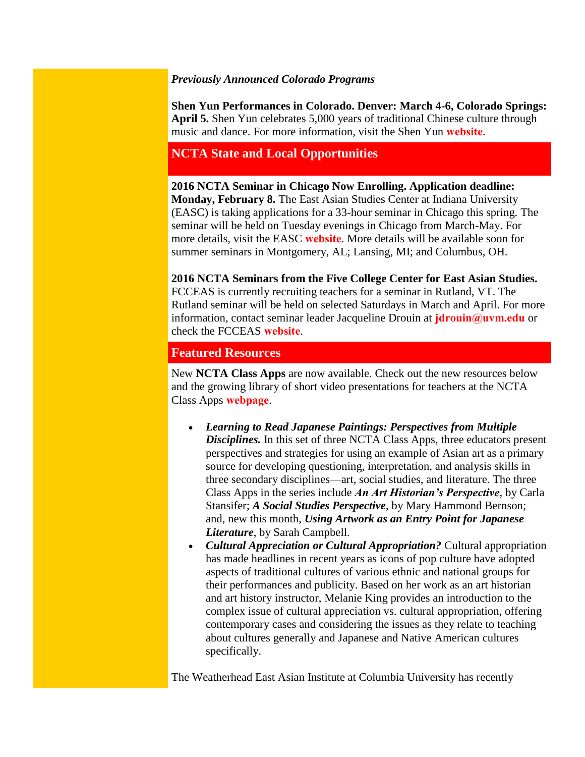***Previously Announced Colorado Programs***

**Shen Yun Performances in Colorado. Denver: March 4-6, Colorado Springs: April 5.** Shen Yun celebrates 5,000 years of traditional Chinese culture through music and dance. For more information, visit the Shen Yun **website**.

## NCTA State and Local Opportunities

**2016 NCTA Seminar in Chicago Now Enrolling. Application deadline: Monday, February 8.** The East Asian Studies Center at Indiana University (EASC) is taking applications for a 33-hour seminar in Chicago this spring. The seminar will be held on Tuesday evenings in Chicago from March-May. For more details, visit the EASC **website**. More details will be available soon for summer seminars in Montgomery, AL; Lansing, MI; and Columbus, OH.

**2016 NCTA Seminars from the Five College Center for East Asian Studies.** FCCEAS is currently recruiting teachers for a seminar in Rutland, VT. The Rutland seminar will be held on selected Saturdays in March and April. For more information, contact seminar leader Jacqueline Drouin at **jdrouin@uvm.edu** or check the FCCEAS **website**.

## Featured Resources

New **NCTA Class Apps** are now available. Check out the new resources below and the growing library of short video presentations for teachers at the NCTA Class Apps **webpage**.

- ***Learning to Read Japanese Paintings: Perspectives from Multiple Disciplines.*** In this set of three NCTA Class Apps, three educators present perspectives and strategies for using an example of Asian art as a primary source for developing questioning, interpretation, and analysis skills in three secondary disciplines—art, social studies, and literature. The three Class Apps in the series include ***An Art Historian's Perspective***, by Carla Stansifer; ***A Social Studies Perspective***, by Mary Hammond Bernson; and, new this month, ***Using Artwork as an Entry Point for Japanese Literature***, by Sarah Campbell.
- ***Cultural Appreciation or Cultural Appropriation?*** Cultural appropriation has made headlines in recent years as icons of pop culture have adopted aspects of traditional cultures of various ethnic and national groups for their performances and publicity. Based on her work as an art historian and art history instructor, Melanie King provides an introduction to the complex issue of cultural appreciation vs. cultural appropriation, offering contemporary cases and considering the issues as they relate to teaching about cultures generally and Japanese and Native American cultures specifically.

The Weatherhead East Asian Institute at Columbia University has recently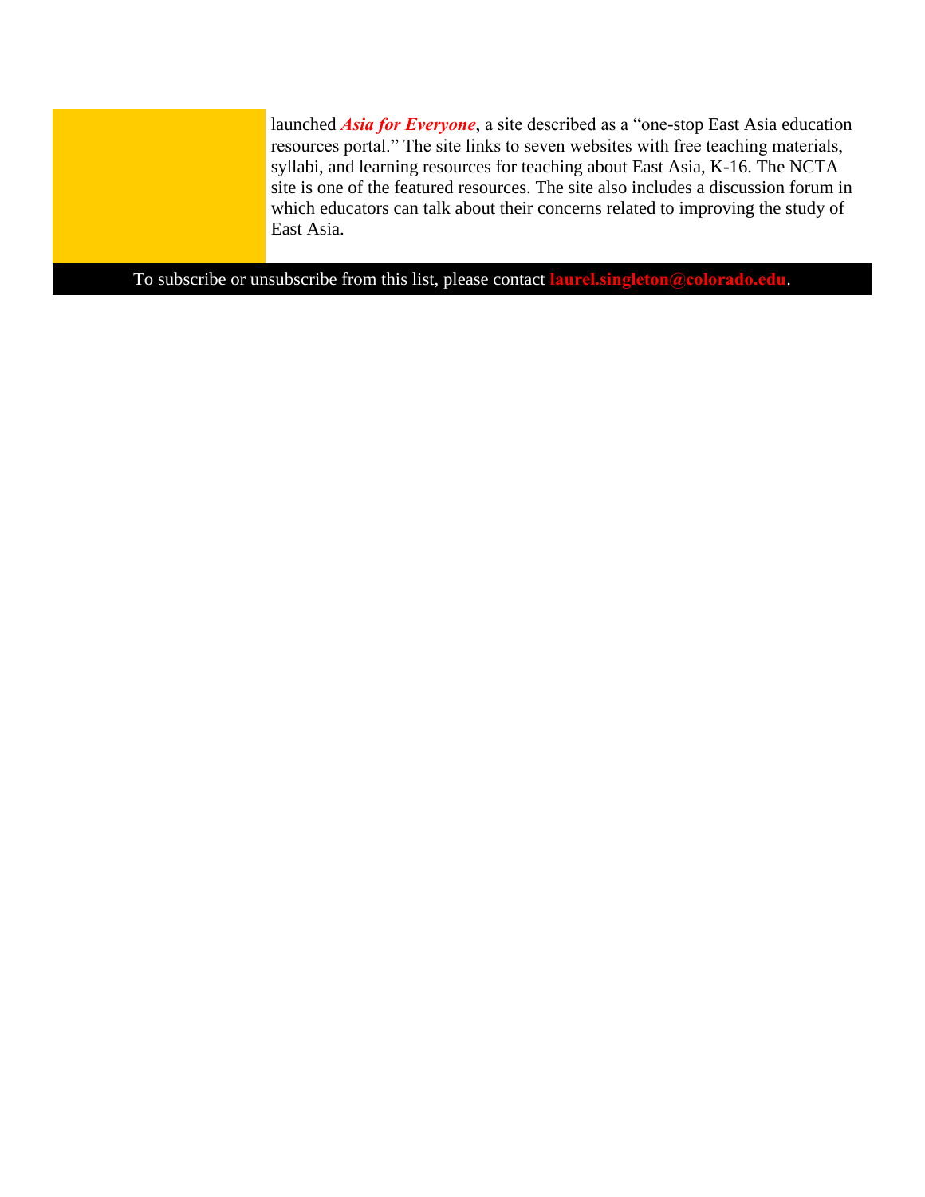launched ***Asia for Everyone***, a site described as a "one-stop East Asia education resources portal." The site links to seven websites with free teaching materials, syllabi, and learning resources for teaching about East Asia, K-16. The NCTA site is one of the featured resources. The site also includes a discussion forum in which educators can talk about their concerns related to improving the study of East Asia.

To subscribe or unsubscribe from this list, please contact **laurel.singleton@colorado.edu**.